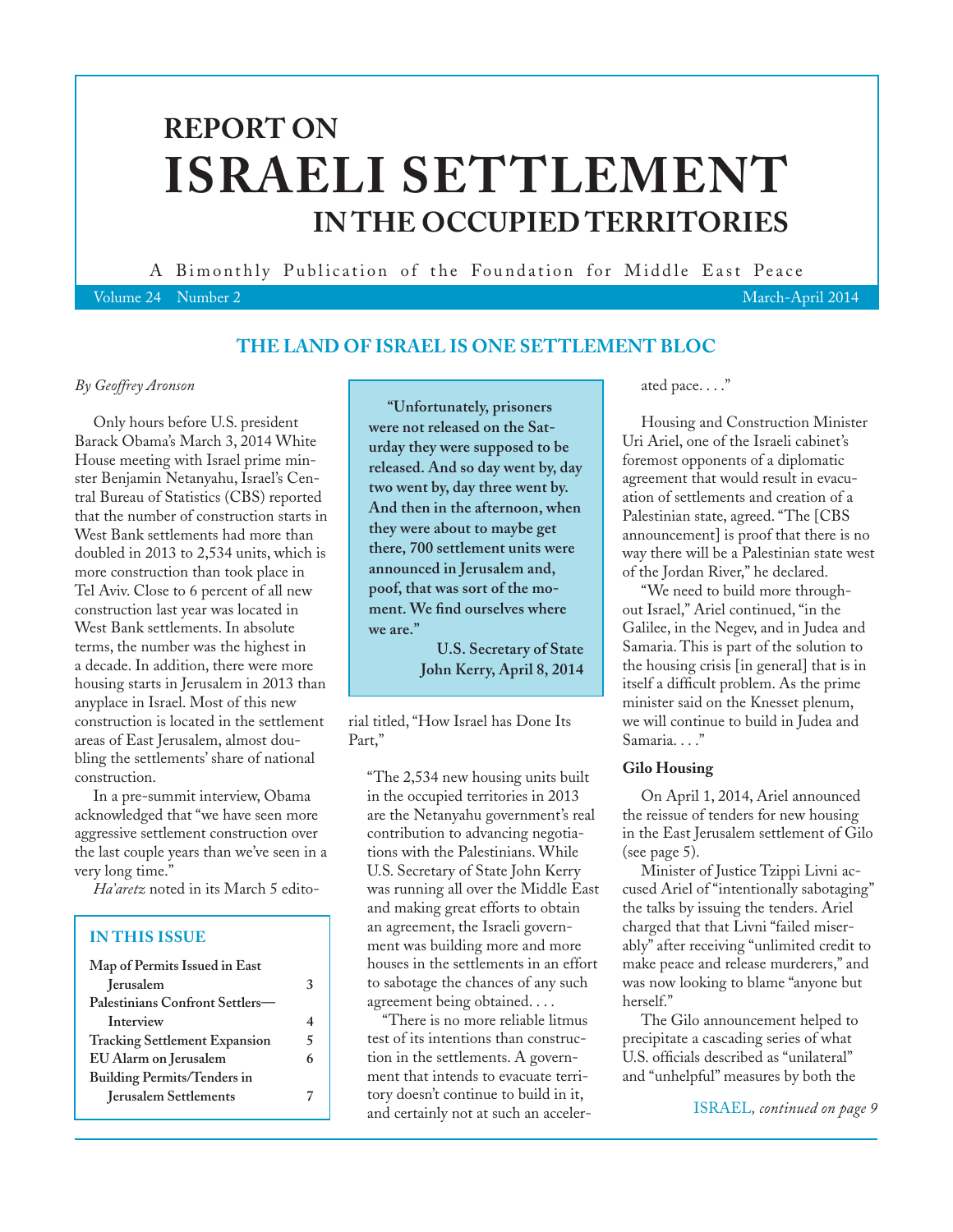# REPORT ON ISRAELI SETTLEMENT IN THE OCCUPIED TERRITORIES

A Bimonthly Publication of the Foundation for Middle East Peace

Volume 24 Number 2 — March-April 2014

## THE LAND OF ISRAEL IS ONE SETTLEMENT BLOC

*By Geoffrey Aronson*

Only hours before U.S. president Barack Obama's March 3, 2014 White House meeting with Israel prime minister Benjamin Netanyahu, Israel's Central Bureau of Statistics (CBS) reported that the number of construction starts in West Bank settlements had more than doubled in 2013 to 2,534 units, which is more construction than took place in Tel Aviv. Close to 6 percent of all new construction last year was located in West Bank settlements. In absolute terms, the number was the highest in a decade. In addition, there were more housing starts in Jerusalem in 2013 than anyplace in Israel. Most of this new construction is located in the settlement areas of East Jerusalem, almost doubling the settlements' share of national construction.

In a pre-summit interview, Obama acknowledged that "we have seen more aggressive settlement construction over the last couple years than we've seen in a very long time."

*Ha'aretz* noted in its March 5 editorial titled, "How Israel has Done Its Part,"

> **"Unfortunately, prisoners were not released on the Saturday they were supposed to be released. And so day went by, day two went by, day three went by. And then in the afternoon, when they were about to maybe get there, 700 settlement units were announced in Jerusalem and, poof, that was sort of the moment. We find ourselves where we are."**
>
> **U.S. Secretary of State John Kerry, April 8, 2014**

"The 2,534 new housing units built in the occupied territories in 2013 are the Netanyahu government's real contribution to advancing negotiations with the Palestinians. While U.S. Secretary of State John Kerry was running all over the Middle East and making great efforts to obtain an agreement, the Israeli government was building more and more houses in the settlements in an effort to sabotage the chances of any such agreement being obtained. . . .

"There is no more reliable litmus test of its intentions than construction in the settlements. A government that intends to evacuate territory doesn't continue to build in it, and certainly not at such an accelerated pace. . . ."

Housing and Construction Minister Uri Ariel, one of the Israeli cabinet's foremost opponents of a diplomatic agreement that would result in evacuation of settlements and creation of a Palestinian state, agreed. "The [CBS announcement] is proof that there is no way there will be a Palestinian state west of the Jordan River," he declared.

"We need to build more throughout Israel," Ariel continued, "in the Galilee, in the Negev, and in Judea and Samaria. This is part of the solution to the housing crisis [in general] that is in itself a difficult problem. As the prime minister said on the Knesset plenum, we will continue to build in Judea and Samaria. . . ."

### Gilo Housing

On April 1, 2014, Ariel announced the reissue of tenders for new housing in the East Jerusalem settlement of Gilo (see page 5).

Minister of Justice Tzippi Livni accused Ariel of "intentionally sabotaging" the talks by issuing the tenders. Ariel charged that that Livni "failed miserably" after receiving "unlimited credit to make peace and release murderers," and was now looking to blame "anyone but herself."

The Gilo announcement helped to precipitate a cascading series of what U.S. officials described as "unilateral" and "unhelpful" measures by both the

ISRAEL, *continued on page 9*

### IN THIS ISSUE

| | |
|---|---|
| Map of Permits Issued in East Jerusalem | 3 |
| Palestinians Confront Settlers—Interview | 4 |
| Tracking Settlement Expansion | 5 |
| EU Alarm on Jerusalem | 6 |
| Building Permits/Tenders in Jerusalem Settlements | 7 |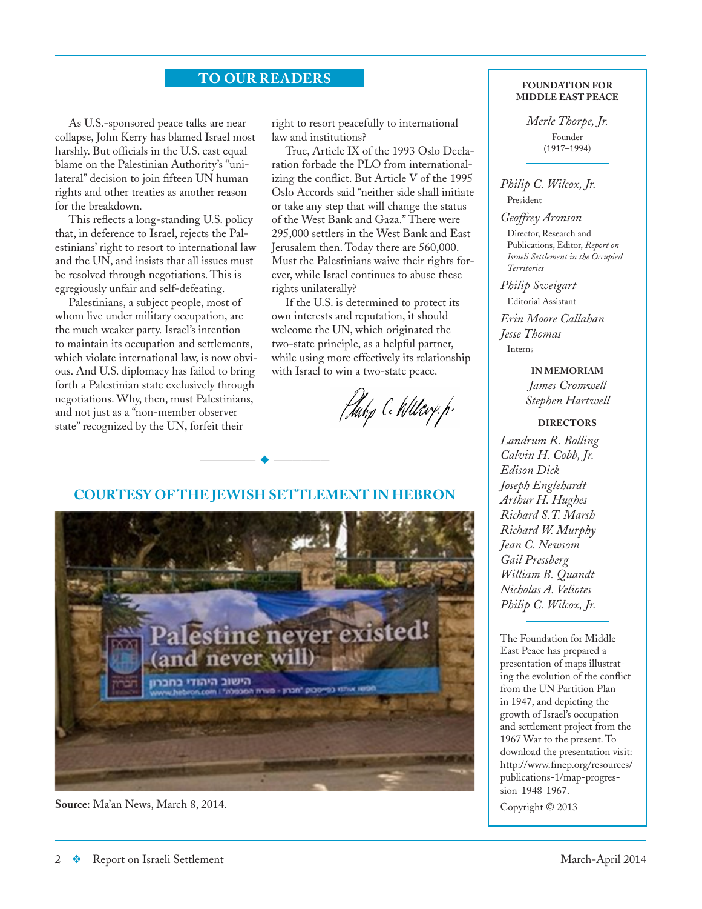## TO OUR READERS

As U.S.-sponsored peace talks are near collapse, John Kerry has blamed Israel most harshly. But officials in the U.S. cast equal blame on the Palestinian Authority's "unilateral" decision to join fifteen UN human rights and other treaties as another reason for the breakdown.

This reflects a long-standing U.S. policy that, in deference to Israel, rejects the Palestinians' right to resort to international law and the UN, and insists that all issues must be resolved through negotiations. This is egregiously unfair and self-defeating.

Palestinians, a subject people, most of whom live under military occupation, are the much weaker party. Israel's intention to maintain its occupation and settlements, which violate international law, is now obvious. And U.S. diplomacy has failed to bring forth a Palestinian state exclusively through negotiations. Why, then, must Palestinians, and not just as a "non-member observer state" recognized by the UN, forfeit their right to resort peacefully to international law and institutions?

True, Article IX of the 1993 Oslo Declaration forbade the PLO from internationalizing the conflict. But Article V of the 1995 Oslo Accords said "neither side shall initiate or take any step that will change the status of the West Bank and Gaza." There were 295,000 settlers in the West Bank and East Jerusalem then. Today there are 560,000. Must the Palestinians waive their rights forever, while Israel continues to abuse these rights unilaterally?

If the U.S. is determined to protect its own interests and reputation, it should welcome the UN, which originated the two-state principle, as a helpful partner, while using more effectively its relationship with Israel to win a two-state peace.

*Philip C. Wilcox, Jr.*

---

## COURTESY OF THE JEWISH SETTLEMENT IN HEBRON

**Source:** Ma'an News, March 8, 2014.

---

**FOUNDATION FOR MIDDLE EAST PEACE**

*Merle Thorpe, Jr.*
Founder
(1917–1994)

*Philip C. Wilcox, Jr.*
President

*Geoffrey Aronson*
Director, Research and Publications, Editor, *Report on Israeli Settlement in the Occupied Territories*

*Philip Sweigart*
Editorial Assistant

*Erin Moore Callahan*
*Jesse Thomas*
Interns

**IN MEMORIAM**

*James Cromwell*
*Stephen Hartwell*

**DIRECTORS**

*Landrum R. Bolling*
*Calvin H. Cobb, Jr.*
*Edison Dick*
*Joseph Englehardt*
*Arthur H. Hughes*
*Richard S.T. Marsh*
*Richard W. Murphy*
*Jean C. Newsom*
*Gail Pressberg*
*William B. Quandt*
*Nicholas A. Veliotes*
*Philip C. Wilcox, Jr.*

The Foundation for Middle East Peace has prepared a presentation of maps illustrating the evolution of the conflict from the UN Partition Plan in 1947, and depicting the growth of Israel's occupation and settlement project from the 1967 War to the present. To download the presentation visit: http://www.fmep.org/resources/publications-1/map-progression-1948-1967.

Copyright © 2013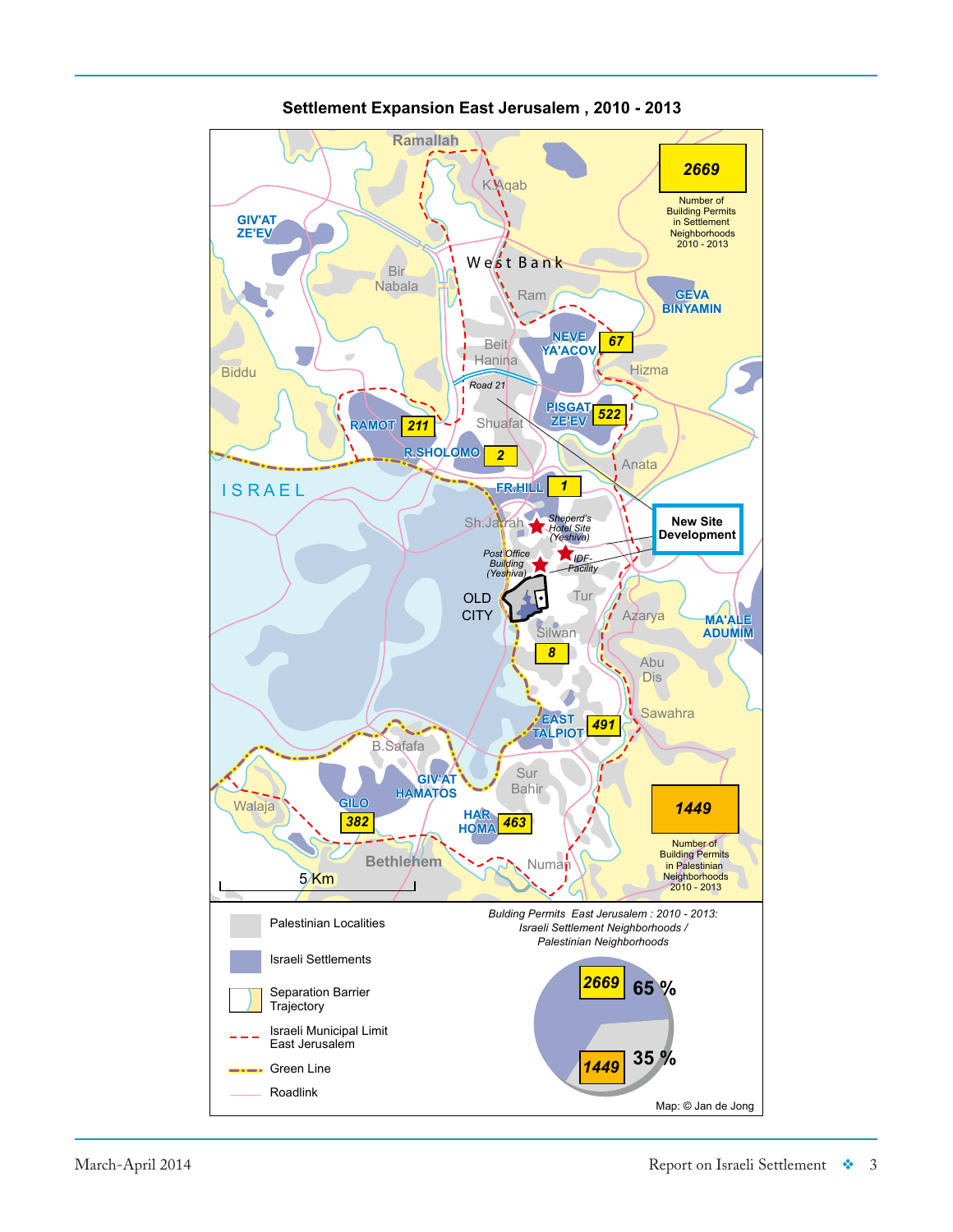## Settlement Expansion East Jerusalem , 2010 - 2013

Ramallah

K.Aqab

GIV'AT ZE'EV

West Bank

Bir Nabala

Ram

GEVA BINYAMIN

NEVE YA'ACOV 67

Beit Hanina

Hizma

Biddu

Road 21

RAMOT 211

Shuafat

PISGAT ZE'EV 522

R.SHOLOMO 2

Anata

ISRAEL

FR.HILL 1

Sh.Jarrah

Sheperd's Hotel Site (Yeshiva)

New Site Development

Post Office Building (Yeshiva)

IDF-Facility

OLD CITY

Tur

Azarya

MA'ALE ADUMIM

Silwan

8

Abu Dis

Sawahra

EAST TALPIOT 491

B.Safafa

GIV'AT HAMATOS

Sur Bahir

Walaja

GILO 382

HAR HOMA 463

Bethlehem

Numan

5 Km

**2669** Number of Building Permits in Settlement Neighborhoods 2010 - 2013

**1449** Number of Building Permits in Palestinian Neighborhoods 2010 - 2013

Palestinian Localities

Israeli Settlements

Separation Barrier Trajectory

Israeli Municipal Limit East Jerusalem

Green Line

Roadlink

*Bulding Permits East Jerusalem : 2010 - 2013: Israeli Settlement Neighborhoods / Palestinian Neighborhoods*

2669 65 %

1449 35 %

Map: © Jan de Jong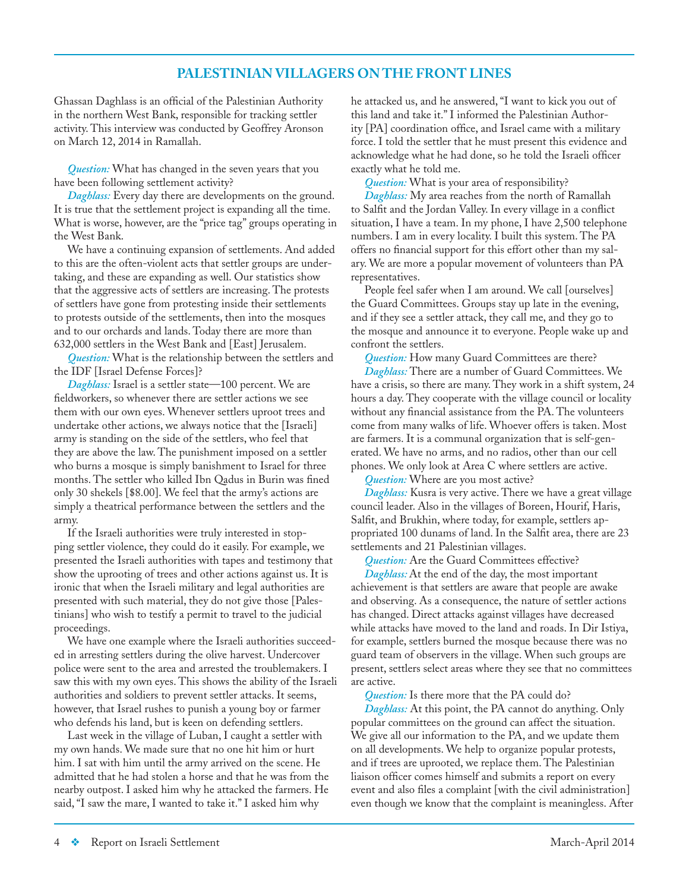## PALESTINIAN VILLAGERS ON THE FRONT LINES

Ghassan Daghlass is an official of the Palestinian Authority in the northern West Bank, responsible for tracking settler activity. This interview was conducted by Geoffrey Aronson on March 12, 2014 in Ramallah.

***Question:*** What has changed in the seven years that you have been following settlement activity?

***Daghlass:*** Every day there are developments on the ground. It is true that the settlement project is expanding all the time. What is worse, however, are the "price tag" groups operating in the West Bank.

We have a continuing expansion of settlements. And added to this are the often-violent acts that settler groups are undertaking, and these are expanding as well. Our statistics show that the aggressive acts of settlers are increasing. The protests of settlers have gone from protesting inside their settlements to protests outside of the settlements, then into the mosques and to our orchards and lands. Today there are more than 632,000 settlers in the West Bank and [East] Jerusalem.

***Question:*** What is the relationship between the settlers and the IDF [Israel Defense Forces]?

***Daghlass:*** Israel is a settler state—100 percent. We are fieldworkers, so whenever there are settler actions we see them with our own eyes. Whenever settlers uproot trees and undertake other actions, we always notice that the [Israeli] army is standing on the side of the settlers, who feel that they are above the law. The punishment imposed on a settler who burns a mosque is simply banishment to Israel for three months. The settler who killed Ibn Qadus in Burin was fined only 30 shekels [$8.00]. We feel that the army's actions are simply a theatrical performance between the settlers and the army.

If the Israeli authorities were truly interested in stopping settler violence, they could do it easily. For example, we presented the Israeli authorities with tapes and testimony that show the uprooting of trees and other actions against us. It is ironic that when the Israeli military and legal authorities are presented with such material, they do not give those [Palestinians] who wish to testify a permit to travel to the judicial proceedings.

We have one example where the Israeli authorities succeeded in arresting settlers during the olive harvest. Undercover police were sent to the area and arrested the troublemakers. I saw this with my own eyes. This shows the ability of the Israeli authorities and soldiers to prevent settler attacks. It seems, however, that Israel rushes to punish a young boy or farmer who defends his land, but is keen on defending settlers.

Last week in the village of Luban, I caught a settler with my own hands. We made sure that no one hit him or hurt him. I sat with him until the army arrived on the scene. He admitted that he had stolen a horse and that he was from the nearby outpost. I asked him why he attacked the farmers. He said, "I saw the mare, I wanted to take it." I asked him why he attacked us, and he answered, "I want to kick you out of this land and take it." I informed the Palestinian Authority [PA] coordination office, and Israel came with a military force. I told the settler that he must present this evidence and acknowledge what he had done, so he told the Israeli officer exactly what he told me.

***Question:*** What is your area of responsibility?

***Daghlass:*** My area reaches from the north of Ramallah to Salfit and the Jordan Valley. In every village in a conflict situation, I have a team. In my phone, I have 2,500 telephone numbers. I am in every locality. I built this system. The PA offers no financial support for this effort other than my salary. We are more a popular movement of volunteers than PA representatives.

People feel safer when I am around. We call [ourselves] the Guard Committees. Groups stay up late in the evening, and if they see a settler attack, they call me, and they go to the mosque and announce it to everyone. People wake up and confront the settlers.

***Question:*** How many Guard Committees are there?

***Daghlass:*** There are a number of Guard Committees. We have a crisis, so there are many. They work in a shift system, 24 hours a day. They cooperate with the village council or locality without any financial assistance from the PA. The volunteers come from many walks of life. Whoever offers is taken. Most are farmers. It is a communal organization that is self-generated. We have no arms, and no radios, other than our cell phones. We only look at Area C where settlers are active.

***Question:*** Where are you most active?

***Daghlass:*** Kusra is very active. There we have a great village council leader. Also in the villages of Boreen, Hourif, Haris, Salfit, and Brukhin, where today, for example, settlers appropriated 100 dunams of land. In the Salfit area, there are 23 settlements and 21 Palestinian villages.

***Question:*** Are the Guard Committees effective?

***Daghlass:*** At the end of the day, the most important achievement is that settlers are aware that people are awake and observing. As a consequence, the nature of settler actions has changed. Direct attacks against villages have decreased while attacks have moved to the land and roads. In Dir Istiya, for example, settlers burned the mosque because there was no guard team of observers in the village. When such groups are present, settlers select areas where they see that no committees are active.

***Question:*** Is there more that the PA could do?

***Daghlass:*** At this point, the PA cannot do anything. Only popular committees on the ground can affect the situation. We give all our information to the PA, and we update them on all developments. We help to organize popular protests, and if trees are uprooted, we replace them. The Palestinian liaison officer comes himself and submits a report on every event and also files a complaint [with the civil administration] even though we know that the complaint is meaningless. After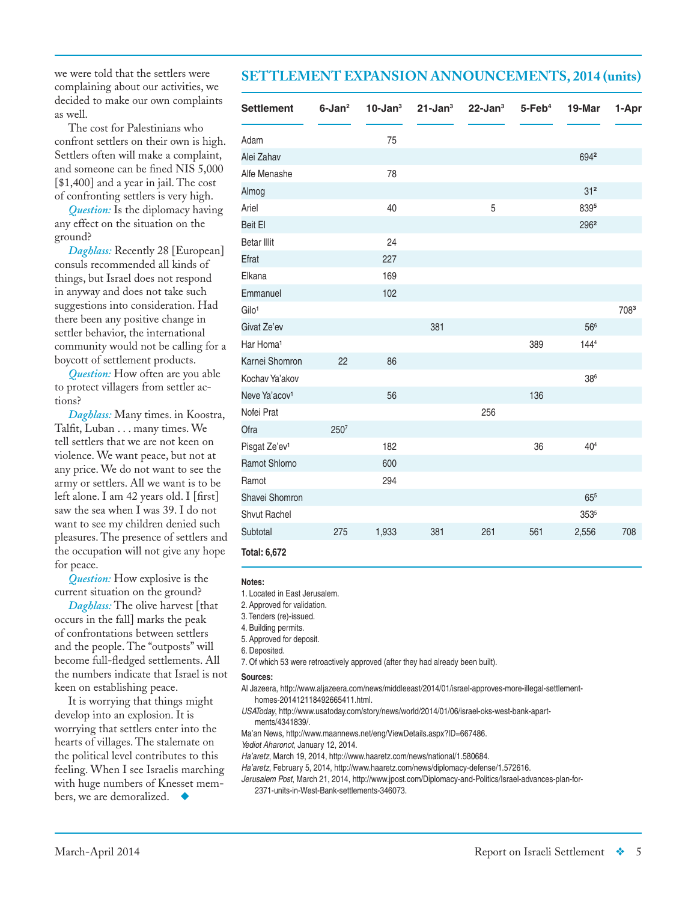we were told that the settlers were complaining about our activities, we decided to make our own complaints as well.

The cost for Palestinians who confront settlers on their own is high. Settlers often will make a complaint, and someone can be fined NIS 5,000 [$1,400] and a year in jail. The cost of confronting settlers is very high.

*Question:* Is the diplomacy having any effect on the situation on the ground?

*Daghlass:* Recently 28 [European] consuls recommended all kinds of things, but Israel does not respond in anyway and does not take such suggestions into consideration. Had there been any positive change in settler behavior, the international community would not be calling for a boycott of settlement products.

*Question:* How often are you able to protect villagers from settler actions?

*Daghlass:* Many times. in Koostra, Talfit, Luban . . . many times. We tell settlers that we are not keen on violence. We want peace, but not at any price. We do not want to see the army or settlers. All we want is to be left alone. I am 42 years old. I [first] saw the sea when I was 39. I do not want to see my children denied such pleasures. The presence of settlers and the occupation will not give any hope for peace.

*Question:* How explosive is the current situation on the ground?

*Daghlass:* The olive harvest [that occurs in the fall] marks the peak of confrontations between settlers and the people. The "outposts" will become full-fledged settlements. All the numbers indicate that Israel is not keen on establishing peace.

It is worrying that things might develop into an explosion. It is worrying that settlers enter into the hearts of villages. The stalemate on the political level contributes to this feeling. When I see Israelis marching with huge numbers of Knesset members, we are demoralized. ◆

## SETTLEMENT EXPANSION ANNOUNCEMENTS, 2014 (units)

| Settlement | 6-Jan[2] | 10-Jan[3] | 21-Jan[3] | 22-Jan[3] | 5-Feb[4] | 19-Mar | 1-Apr |
|---|---|---|---|---|---|---|---|
| Adam | | 75 | | | | | |
| Alei Zahav | | | | | | 694[2] | |
| Alfe Menashe | | 78 | | | | | |
| Almog | | | | | | 31[2] | |
| Ariel | | 40 | | 5 | | 839[5] | |
| Beit El | | | | | | 296[2] | |
| Betar Illit | | 24 | | | | | |
| Efrat | | 227 | | | | | |
| Elkana | | 169 | | | | | |
| Emmanuel | | 102 | | | | | |
| Gilo[1] | | | | | | | 708[3] |
| Givat Ze'ev | | | 381 | | | 56[6] | |
| Har Homa[1] | | | | | 389 | 144[4] | |
| Karnei Shomron | 22 | 86 | | | | | |
| Kochav Ya'akov | | | | | | 38[6] | |
| Neve Ya'acov[1] | | 56 | | | 136 | | |
| Nofei Prat | | | | 256 | | | |
| Ofra | 250[7] | | | | | | |
| Pisgat Ze'ev[1] | | 182 | | | 36 | 40[4] | |
| Ramot Shlomo | | 600 | | | | | |
| Ramot | | 294 | | | | | |
| Shavei Shomron | | | | | | 65[5] | |
| Shvut Rachel | | | | | | 353[5] | |
| Subtotal | 275 | 1,933 | 381 | 261 | 561 | 2,556 | 708 |

**Total: 6,672**

**Notes:**
1. Located in East Jerusalem.
2. Approved for validation.
3. Tenders (re)-issued.
4. Building permits.
5. Approved for deposit.
6. Deposited.
7. Of which 53 were retroactively approved (after they had already been built).

**Sources:**
Al Jazeera, http://www.aljazeera.com/news/middleeast/2014/01/israel-approves-more-illegal-settlement-homes-201412118492665411.html.
*USAToday*, http://www.usatoday.com/story/news/world/2014/01/06/israel-oks-west-bank-apartments/4341839/.
Ma'an News, http://www.maannews.net/eng/ViewDetails.aspx?ID=667486.
*Yediot Aharonot*, January 12, 2014.
*Ha'aretz*, March 19, 2014, http://www.haaretz.com/news/national/1.580684.
*Ha'aretz*, February 5, 2014, http://www.haaretz.com/news/diplomacy-defense/1.572616.
*Jerusalem Post*, March 21, 2014, http://www.jpost.com/Diplomacy-and-Politics/Israel-advances-plan-for-2371-units-in-West-Bank-settlements-346073.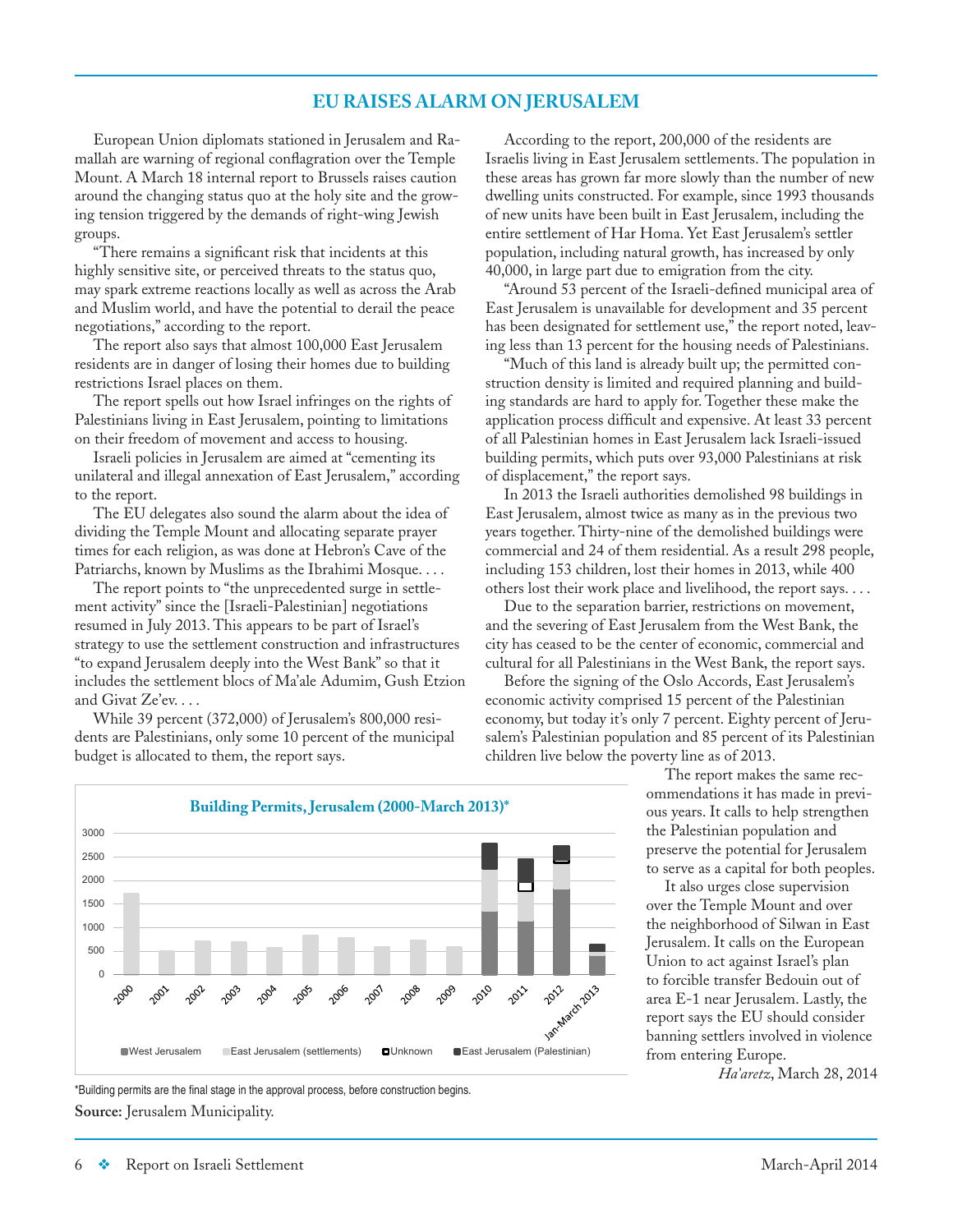## EU RAISES ALARM ON JERUSALEM

European Union diplomats stationed in Jerusalem and Ramallah are warning of regional conflagration over the Temple Mount. A March 18 internal report to Brussels raises caution around the changing status quo at the holy site and the growing tension triggered by the demands of right-wing Jewish groups.

"There remains a significant risk that incidents at this highly sensitive site, or perceived threats to the status quo, may spark extreme reactions locally as well as across the Arab and Muslim world, and have the potential to derail the peace negotiations," according to the report.

The report also says that almost 100,000 East Jerusalem residents are in danger of losing their homes due to building restrictions Israel places on them.

The report spells out how Israel infringes on the rights of Palestinians living in East Jerusalem, pointing to limitations on their freedom of movement and access to housing.

Israeli policies in Jerusalem are aimed at "cementing its unilateral and illegal annexation of East Jerusalem," according to the report.

The EU delegates also sound the alarm about the idea of dividing the Temple Mount and allocating separate prayer times for each religion, as was done at Hebron's Cave of the Patriarchs, known by Muslims as the Ibrahimi Mosque. . . .

The report points to "the unprecedented surge in settlement activity" since the [Israeli-Palestinian] negotiations resumed in July 2013. This appears to be part of Israel's strategy to use the settlement construction and infrastructures "to expand Jerusalem deeply into the West Bank" so that it includes the settlement blocs of Ma'ale Adumim, Gush Etzion and Givat Ze'ev. . . .

While 39 percent (372,000) of Jerusalem's 800,000 residents are Palestinians, only some 10 percent of the municipal budget is allocated to them, the report says.

According to the report, 200,000 of the residents are Israelis living in East Jerusalem settlements. The population in these areas has grown far more slowly than the number of new dwelling units constructed. For example, since 1993 thousands of new units have been built in East Jerusalem, including the entire settlement of Har Homa. Yet East Jerusalem's settler population, including natural growth, has increased by only 40,000, in large part due to emigration from the city.

"Around 53 percent of the Israeli-defined municipal area of East Jerusalem is unavailable for development and 35 percent has been designated for settlement use," the report noted, leaving less than 13 percent for the housing needs of Palestinians.

"Much of this land is already built up; the permitted construction density is limited and required planning and building standards are hard to apply for. Together these make the application process difficult and expensive. At least 33 percent of all Palestinian homes in East Jerusalem lack Israeli-issued building permits, which puts over 93,000 Palestinians at risk of displacement," the report says.

In 2013 the Israeli authorities demolished 98 buildings in East Jerusalem, almost twice as many as in the previous two years together. Thirty-nine of the demolished buildings were commercial and 24 of them residential. As a result 298 people, including 153 children, lost their homes in 2013, while 400 others lost their work place and livelihood, the report says. . . .

Due to the separation barrier, restrictions on movement, and the severing of East Jerusalem from the West Bank, the city has ceased to be the center of economic, commercial and cultural for all Palestinians in the West Bank, the report says.

Before the signing of the Oslo Accords, East Jerusalem's economic activity comprised 15 percent of the Palestinian economy, but today it's only 7 percent. Eighty percent of Jerusalem's Palestinian population and 85 percent of its Palestinian children live below the poverty line as of 2013.

The report makes the same recommendations it has made in previous years. It calls to help strengthen the Palestinian population and preserve the potential for Jerusalem to serve as a capital for both peoples.

It also urges close supervision over the Temple Mount and over the neighborhood of Silwan in East Jerusalem. It calls on the European Union to act against Israel's plan to forcible transfer Bedouin out of area E-1 near Jerusalem. Lastly, the report says the EU should consider banning settlers involved in violence from entering Europe.

*Ha'aretz*, March 28, 2014

**Building Permits, Jerusalem (2000-March 2013)***

*Building permits are the final stage in the approval process, before construction begins.

**Source:** Jerusalem Municipality.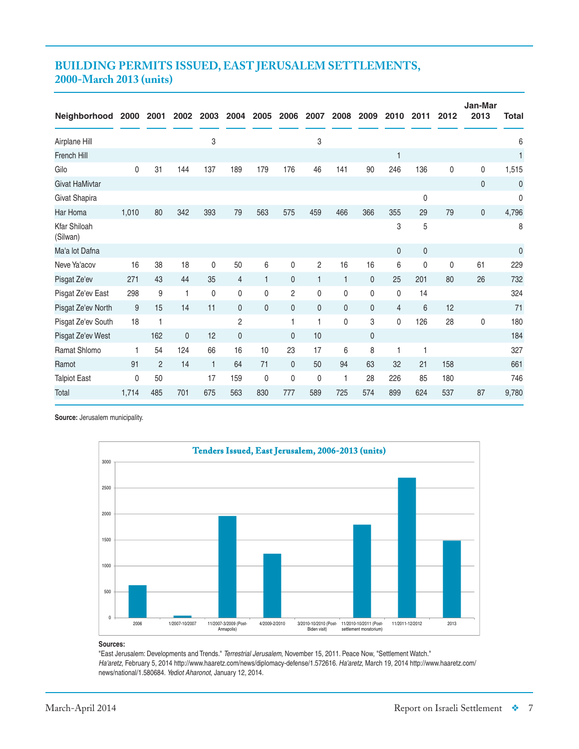## BUILDING PERMITS ISSUED, EAST JERUSALEM SETTLEMENTS, 2000-March 2013 (units)

| Neighborhood | 2000 | 2001 | 2002 | 2003 | 2004 | 2005 | 2006 | 2007 | 2008 | 2009 | 2010 | 2011 | 2012 | Jan-Mar 2013 | Total |
|---|---|---|---|---|---|---|---|---|---|---|---|---|---|---|---|
| Airplane Hill | | | | 3 | | | | 3 | | | | | | | 6 |
| French Hill | | | | | | | | | | | 1 | | | | 1 |
| Gilo | 0 | 31 | 144 | 137 | 189 | 179 | 176 | 46 | 141 | 90 | 246 | 136 | 0 | 0 | 1,515 |
| Givat HaMivtar | | | | | | | | | | | | | | 0 | 0 |
| Givat Shapira | | | | | | | | | | | | 0 | | | 0 |
| Har Homa | 1,010 | 80 | 342 | 393 | 79 | 563 | 575 | 459 | 466 | 366 | 355 | 29 | 79 | 0 | 4,796 |
| Kfar Shiloah (Silwan) | | | | | | | | | | | 3 | 5 | | | 8 |
| Ma'a lot Dafna | | | | | | | | | | | 0 | 0 | | | 0 |
| Neve Ya'acov | 16 | 38 | 18 | 0 | 50 | 6 | 0 | 2 | 16 | 16 | 6 | 0 | 0 | 61 | 229 |
| Pisgat Ze'ev | 271 | 43 | 44 | 35 | 4 | 1 | 0 | 1 | 1 | 0 | 25 | 201 | 80 | 26 | 732 |
| Pisgat Ze'ev East | 298 | 9 | 1 | 0 | 0 | 0 | 2 | 0 | 0 | 0 | 0 | 14 | | | 324 |
| Pisgat Ze'ev North | 9 | 15 | 14 | 11 | 0 | 0 | 0 | 0 | 0 | 0 | 4 | 6 | 12 | | 71 |
| Pisgat Ze'ev South | 18 | 1 | | | 2 | | 1 | 1 | 0 | 3 | 0 | 126 | 28 | 0 | 180 |
| Pisgat Ze'ev West | | 162 | 0 | 12 | 0 | | 0 | 10 | | 0 | | | | | 184 |
| Ramat Shlomo | 1 | 54 | 124 | 66 | 16 | 10 | 23 | 17 | 6 | 8 | 1 | 1 | | | 327 |
| Ramot | 91 | 2 | 14 | 1 | 64 | 71 | 0 | 50 | 94 | 63 | 32 | 21 | 158 | | 661 |
| Talpiot East | 0 | 50 | | 17 | 159 | 0 | 0 | 0 | 1 | 28 | 226 | 85 | 180 | | 746 |
| Total | 1,714 | 485 | 701 | 675 | 563 | 830 | 777 | 589 | 725 | 574 | 899 | 624 | 537 | 87 | 9,780 |

**Source:** Jerusalem municipality.

### Tenders Issued, East Jerusalem, 2006-2013 (units)

**Sources:**

"East Jerusalem: Developments and Trends." *Terrestrial Jerusalem*, November 15, 2011. Peace Now, "Settlement Watch." *Ha'aretz*, February 5, 2014 http://www.haaretz.com/news/diplomacy-defense/1.572616. *Ha'aretz*, March 19, 2014 http://www.haaretz.com/news/national/1.580684. *Yediot Aharonot*, January 12, 2014.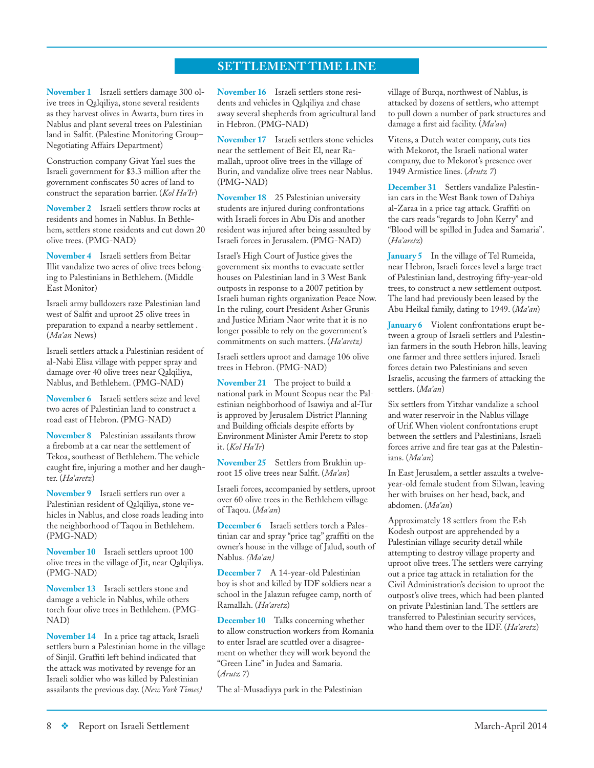## SETTLEMENT TIME LINE

**November 1** Israeli settlers damage 300 olive trees in Qalqiliya, stone several residents as they harvest olives in Awarta, burn tires in Nablus and plant several trees on Palestinian land in Salfit. (Palestine Monitoring Group–Negotiating Affairs Department)

Construction company Givat Yael sues the Israeli government for $3.3 million after the government confiscates 50 acres of land to construct the separation barrier. (*Kol Ha'Ir*)

**November 2** Israeli settlers throw rocks at residents and homes in Nablus. In Bethlehem, settlers stone residents and cut down 20 olive trees. (PMG-NAD)

**November 4** Israeli settlers from Beitar Illit vandalize two acres of olive trees belonging to Palestinians in Bethlehem. (Middle East Monitor)

Israeli army bulldozers raze Palestinian land west of Salfit and uproot 25 olive trees in preparation to expand a nearby settlement . (*Ma'an* News)

Israeli settlers attack a Palestinian resident of al-Nabi Elisa village with pepper spray and damage over 40 olive trees near Qalqiliya, Nablus, and Bethlehem. (PMG-NAD)

**November 6** Israeli settlers seize and level two acres of Palestinian land to construct a road east of Hebron. (PMG-NAD)

**November 8** Palestinian assailants throw a firebomb at a car near the settlement of Tekoa, southeast of Bethlehem. The vehicle caught fire, injuring a mother and her daughter. (*Ha'aretz*)

**November 9** Israeli settlers run over a Palestinian resident of Qalqiliya, stone vehicles in Nablus, and close roads leading into the neighborhood of Taqou in Bethlehem. (PMG-NAD)

**November 10** Israeli settlers uproot 100 olive trees in the village of Jit, near Qalqiliya. (PMG-NAD)

**November 13** Israeli settlers stone and damage a vehicle in Nablus, while others torch four olive trees in Bethlehem. (PMG-NAD)

**November 14** In a price tag attack, Israeli settlers burn a Palestinian home in the village of Sinjil. Graffiti left behind indicated that the attack was motivated by revenge for an Israeli soldier who was killed by Palestinian assailants the previous day. (*New York Times*)

**November 16** Israeli settlers stone residents and vehicles in Qalqiliya and chase away several shepherds from agricultural land in Hebron. (PMG-NAD)

**November 17** Israeli settlers stone vehicles near the settlement of Beit El, near Ramallah, uproot olive trees in the village of Burin, and vandalize olive trees near Nablus. (PMG-NAD)

**November 18** 25 Palestinian university students are injured during confrontations with Israeli forces in Abu Dis and another resident was injured after being assaulted by Israeli forces in Jerusalem. (PMG-NAD)

Israel's High Court of Justice gives the government six months to evacuate settler houses on Palestinian land in 3 West Bank outposts in response to a 2007 petition by Israeli human rights organization Peace Now. In the ruling, court President Asher Grunis and Justice Miriam Naor write that it is no longer possible to rely on the government's commitments on such matters. (*Ha'aretz)*

Israeli settlers uproot and damage 106 olive trees in Hebron. (PMG-NAD)

**November 21** The project to build a national park in Mount Scopus near the Palestinian neighborhood of Isawiya and al-Tur is approved by Jerusalem District Planning and Building officials despite efforts by Environment Minister Amir Peretz to stop it. (*Kol Ha'Ir*)

**November 25** Settlers from Brukhin uproot 15 olive trees near Salfit. (*Ma'an*)

Israeli forces, accompanied by settlers, uproot over 60 olive trees in the Bethlehem village of Taqou. (*Ma'an*)

**December 6** Israeli settlers torch a Palestinian car and spray "price tag" graffiti on the owner's house in the village of Jalud, south of Nablus. *(Ma'an)*

**December 7** A 14-year-old Palestinian boy is shot and killed by IDF soldiers near a school in the Jalazun refugee camp, north of Ramallah. (*Ha'aretz*)

**December 10** Talks concerning whether to allow construction workers from Romania to enter Israel are scuttled over a disagreement on whether they will work beyond the "Green Line" in Judea and Samaria. (*Arutz 7*)

The al-Musadiyya park in the Palestinian village of Burqa, northwest of Nablus, is attacked by dozens of settlers, who attempt to pull down a number of park structures and damage a first aid facility. (*Ma'an*)

Vitens, a Dutch water company, cuts ties with Mekorot, the Israeli national water company, due to Mekorot's presence over 1949 Armistice lines. (*Arutz 7*)

**December 31** Settlers vandalize Palestinian cars in the West Bank town of Dahiya al-Zaara in a price tag attack. Graffiti on the cars reads "regards to John Kerry" and "Blood will be spilled in Judea and Samaria". (*Ha'aretz*)

**January 5** In the village of Tel Rumeida, near Hebron, Israeli forces level a large tract of Palestinian land, destroying fifty-year-old trees, to construct a new settlement outpost. The land had previously been leased by the Abu Heikal family, dating to 1949. (*Ma'an*)

**January 6** Violent confrontations erupt between a group of Israeli settlers and Palestinian farmers in the south Hebron hills, leaving one farmer and three settlers injured. Israeli forces detain two Palestinians and seven Israelis, accusing the farmers of attacking the settlers. (*Ma'an*)

Six settlers from Yitzhar vandalize a school and water reservoir in the Nablus village of Urif. When violent confrontations erupt between the settlers and Palestinians, Israeli forces arrive and fire tear gas at the Palestinians. (*Ma'an*)

In East Jerusalem, a settler assaults a twelve-year-old female student from Silwan, leaving her with bruises on her head, back, and abdomen. (*Ma'an*)

Approximately 18 settlers from the Esh Kodesh outpost are apprehended by a Palestinian village security detail while attempting to destroy village property and uproot olive trees. The settlers were carrying out a price tag attack in retaliation for the Civil Administration's decision to uproot the outpost's olive trees, which had been planted on private Palestinian land. The settlers are transferred to Palestinian security services, who hand them over to the IDF. (*Ha'aretz*)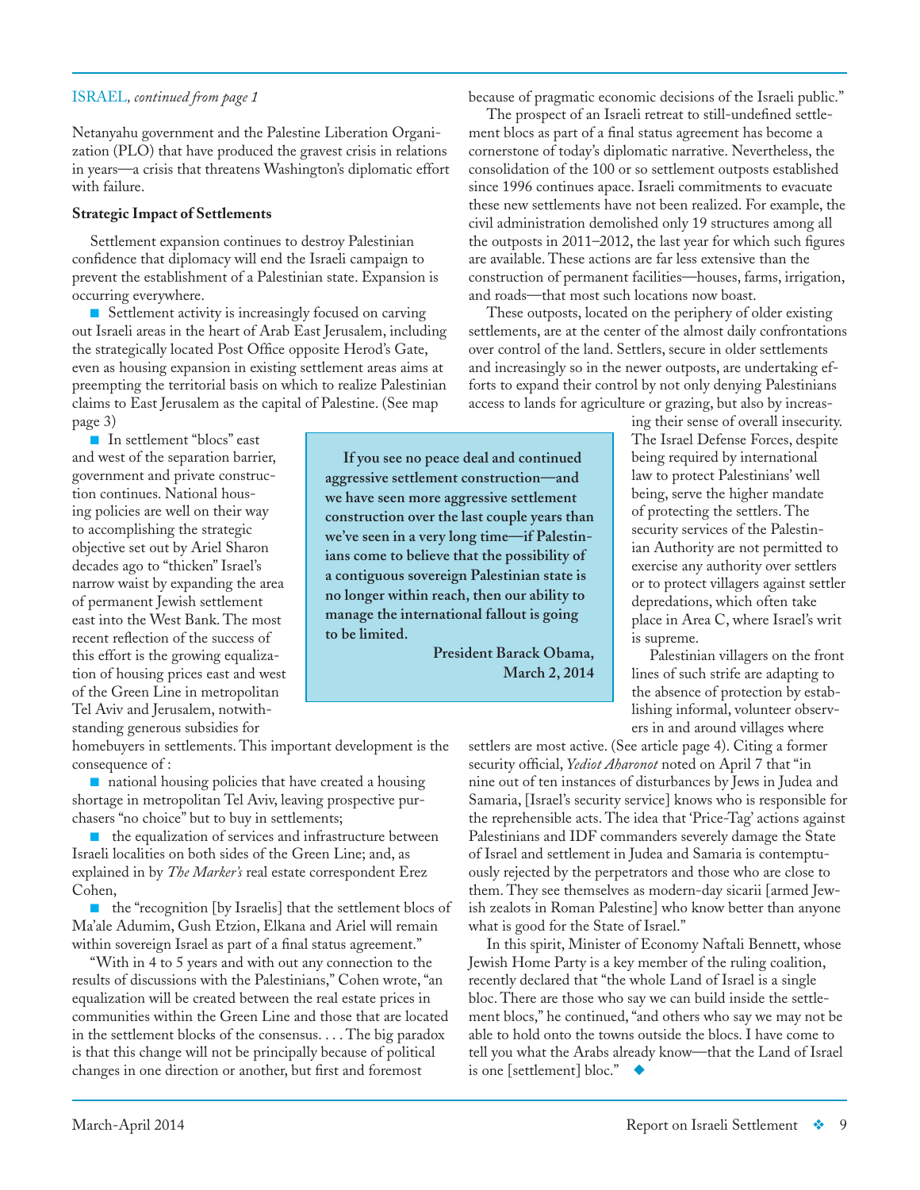ISRAEL, *continued from page 1*

Netanyahu government and the Palestine Liberation Organization (PLO) that have produced the gravest crisis in relations in years—a crisis that threatens Washington's diplomatic effort with failure.

**Strategic Impact of Settlements**

Settlement expansion continues to destroy Palestinian confidence that diplomacy will end the Israeli campaign to prevent the establishment of a Palestinian state. Expansion is occurring everywhere.

- Settlement activity is increasingly focused on carving out Israeli areas in the heart of Arab East Jerusalem, including the strategically located Post Office opposite Herod's Gate, even as housing expansion in existing settlement areas aims at preempting the territorial basis on which to realize Palestinian claims to East Jerusalem as the capital of Palestine. (See map page 3)

- In settlement "blocs" east and west of the separation barrier, government and private construction continues. National housing policies are well on their way to accomplishing the strategic objective set out by Ariel Sharon decades ago to "thicken" Israel's narrow waist by expanding the area of permanent Jewish settlement east into the West Bank. The most recent reflection of the success of this effort is the growing equalization of housing prices east and west of the Green Line in metropolitan Tel Aviv and Jerusalem, notwithstanding generous subsidies for homebuyers in settlements. This important development is the consequence of :

- national housing policies that have created a housing shortage in metropolitan Tel Aviv, leaving prospective purchasers "no choice" but to buy in settlements;

- the equalization of services and infrastructure between Israeli localities on both sides of the Green Line; and, as explained in by *The Marker's* real estate correspondent Erez Cohen,

- the "recognition [by Israelis] that the settlement blocs of Ma'ale Adumim, Gush Etzion, Elkana and Ariel will remain within sovereign Israel as part of a final status agreement."

"With in 4 to 5 years and with out any connection to the results of discussions with the Palestinians," Cohen wrote, "an equalization will be created between the real estate prices in communities within the Green Line and those that are located in the settlement blocks of the consensus. . . . The big paradox is that this change will not be principally because of political changes in one direction or another, but first and foremost because of pragmatic economic decisions of the Israeli public."

> **If you see no peace deal and continued aggressive settlement construction—and we have seen more aggressive settlement construction over the last couple years than we've seen in a very long time—if Palestinians come to believe that the possibility of a contiguous sovereign Palestinian state is no longer within reach, then our ability to manage the international fallout is going to be limited.**
>
> **President Barack Obama, March 2, 2014**

The prospect of an Israeli retreat to still-undefined settlement blocs as part of a final status agreement has become a cornerstone of today's diplomatic narrative. Nevertheless, the consolidation of the 100 or so settlement outposts established since 1996 continues apace. Israeli commitments to evacuate these new settlements have not been realized. For example, the civil administration demolished only 19 structures among all the outposts in 2011–2012, the last year for which such figures are available. These actions are far less extensive than the construction of permanent facilities—houses, farms, irrigation, and roads—that most such locations now boast.

These outposts, located on the periphery of older existing settlements, are at the center of the almost daily confrontations over control of the land. Settlers, secure in older settlements and increasingly so in the newer outposts, are undertaking efforts to expand their control by not only denying Palestinians access to lands for agriculture or grazing, but also by increasing their sense of overall insecurity. The Israel Defense Forces, despite being required by international law to protect Palestinians' well being, serve the higher mandate of protecting the settlers. The security services of the Palestinian Authority are not permitted to exercise any authority over settlers or to protect villagers against settler depredations, which often take place in Area C, where Israel's writ is supreme.

Palestinian villagers on the front lines of such strife are adapting to the absence of protection by establishing informal, volunteer observers in and around villages where settlers are most active. (See article page 4). Citing a former security official, *Yediot Aharonot* noted on April 7 that "in nine out of ten instances of disturbances by Jews in Judea and Samaria, [Israel's security service] knows who is responsible for the reprehensible acts. The idea that 'Price-Tag' actions against Palestinians and IDF commanders severely damage the State of Israel and settlement in Judea and Samaria is contemptuously rejected by the perpetrators and those who are close to them. They see themselves as modern-day sicarii [armed Jewish zealots in Roman Palestine] who know better than anyone what is good for the State of Israel."

In this spirit, Minister of Economy Naftali Bennett, whose Jewish Home Party is a key member of the ruling coalition, recently declared that "the whole Land of Israel is a single bloc. There are those who say we can build inside the settlement blocs," he continued, "and others who say we may not be able to hold onto the towns outside the blocs. I have come to tell you what the Arabs already know—that the Land of Israel is one [settlement] bloc." ◆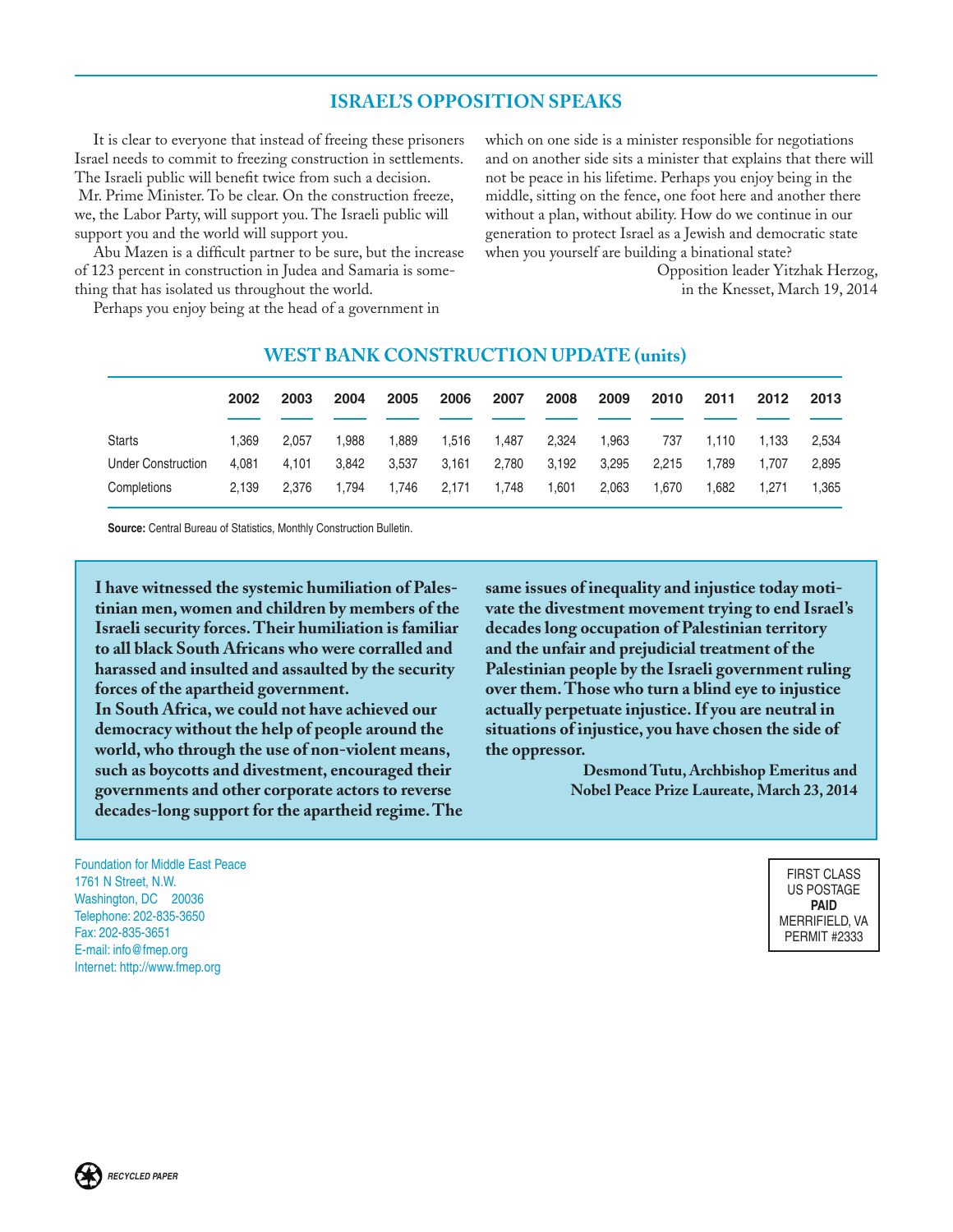## ISRAEL'S OPPOSITION SPEAKS

It is clear to everyone that instead of freeing these prisoners Israel needs to commit to freezing construction in settlements. The Israeli public will benefit twice from such a decision. Mr. Prime Minister. To be clear. On the construction freeze, we, the Labor Party, will support you. The Israeli public will support you and the world will support you.

Abu Mazen is a difficult partner to be sure, but the increase of 123 percent in construction in Judea and Samaria is something that has isolated us throughout the world.

Perhaps you enjoy being at the head of a government in which on one side is a minister responsible for negotiations and on another side sits a minister that explains that there will not be peace in his lifetime. Perhaps you enjoy being in the middle, sitting on the fence, one foot here and another there without a plan, without ability. How do we continue in our generation to protect Israel as a Jewish and democratic state when you yourself are building a binational state?

Opposition leader Yitzhak Herzog,
in the Knesset, March 19, 2014

## WEST BANK CONSTRUCTION UPDATE (units)

| | 2002 | 2003 | 2004 | 2005 | 2006 | 2007 | 2008 | 2009 | 2010 | 2011 | 2012 | 2013 |
|---|---|---|---|---|---|---|---|---|---|---|---|---|
| Starts | 1,369 | 2,057 | 1,988 | 1,889 | 1,516 | 1,487 | 2,324 | 1,963 | 737 | 1,110 | 1,133 | 2,534 |
| Under Construction | 4,081 | 4,101 | 3,842 | 3,537 | 3,161 | 2,780 | 3,192 | 3,295 | 2,215 | 1,789 | 1,707 | 2,895 |
| Completions | 2,139 | 2,376 | 1,794 | 1,746 | 2,171 | 1,748 | 1,601 | 2,063 | 1,670 | 1,682 | 1,271 | 1,365 |

**Source:** Central Bureau of Statistics, Monthly Construction Bulletin.

**I have witnessed the systemic humiliation of Palestinian men, women and children by members of the Israeli security forces. Their humiliation is familiar to all black South Africans who were corralled and harassed and insulted and assaulted by the security forces of the apartheid government.**

**In South Africa, we could not have achieved our democracy without the help of people around the world, who through the use of non-violent means, such as boycotts and divestment, encouraged their governments and other corporate actors to reverse decades-long support for the apartheid regime. The same issues of inequality and injustice today motivate the divestment movement trying to end Israel's decades long occupation of Palestinian territory and the unfair and prejudicial treatment of the Palestinian people by the Israeli government ruling over them. Those who turn a blind eye to injustice actually perpetuate injustice. If you are neutral in situations of injustice, you have chosen the side of the oppressor.**

**Desmond Tutu, Archbishop Emeritus and Nobel Peace Prize Laureate, March 23, 2014**

Foundation for Middle East Peace
1761 N Street, N.W.
Washington, DC 20036
Telephone: 202-835-3650
Fax: 202-835-3651
E-mail: info@fmep.org
Internet: http://www.fmep.org

FIRST CLASS
US POSTAGE
**PAID**
MERRIFIELD, VA
PERMIT #2333

*RECYCLED PAPER*